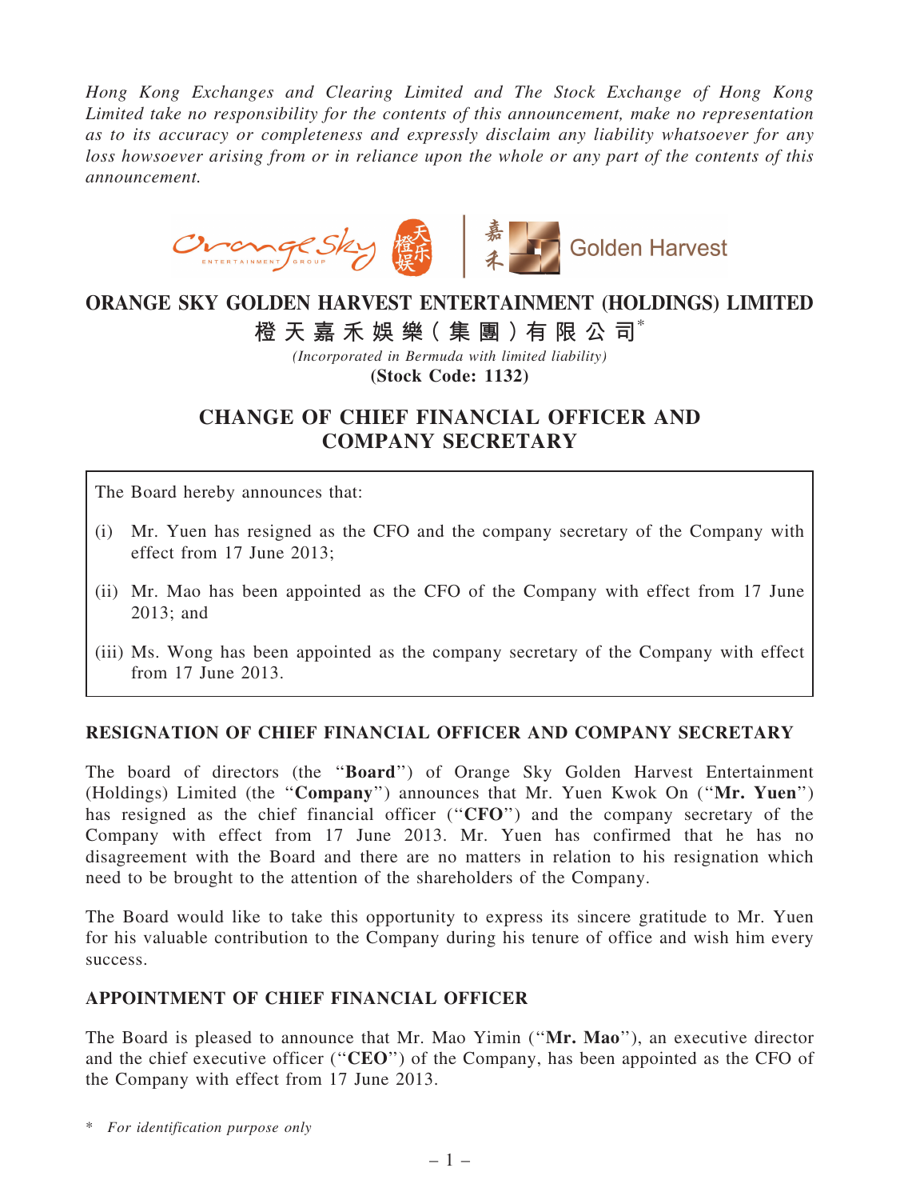*Hong Kong Exchanges and Clearing Limited and The Stock Exchange of Hong Kong Limited take no responsibility for the contents of this announcement, make no representation as to its accuracy or completeness and expressly disclaim any liability whatsoever for any loss howsoever arising from or in reliance upon the whole or any part of the contents of this announcement.*

# ORANGE SKY GOLDEN HARVEST ENTERTAINMENT (HOLDINGS) LIMITED

# 橙天嘉禾娛樂(集團)有限公司*

*(Incorporated in Bermuda with limited liability)*

**(Stock Code: 1132)**

## CHANGE OF CHIEF FINANCIAL OFFICER AND COMPANY SECRETARY

The Board hereby announces that:

(i) Mr. Yuen has resigned as the CFO and the company secretary of the Company with effect from 17 June 2013;

(ii) Mr. Mao has been appointed as the CFO of the Company with effect from 17 June 2013; and

(iii) Ms. Wong has been appointed as the company secretary of the Company with effect from 17 June 2013.

### RESIGNATION OF CHIEF FINANCIAL OFFICER AND COMPANY SECRETARY

The board of directors (the "**Board**") of Orange Sky Golden Harvest Entertainment (Holdings) Limited (the "**Company**") announces that Mr. Yuen Kwok On ("**Mr. Yuen**") has resigned as the chief financial officer ("**CFO**") and the company secretary of the Company with effect from 17 June 2013. Mr. Yuen has confirmed that he has no disagreement with the Board and there are no matters in relation to his resignation which need to be brought to the attention of the shareholders of the Company.

The Board would like to take this opportunity to express its sincere gratitude to Mr. Yuen for his valuable contribution to the Company during his tenure of office and wish him every success.

### APPOINTMENT OF CHIEF FINANCIAL OFFICER

The Board is pleased to announce that Mr. Mao Yimin ("**Mr. Mao**"), an executive director and the chief executive officer ("**CEO**") of the Company, has been appointed as the CFO of the Company with effect from 17 June 2013.

\* *For identification purpose only*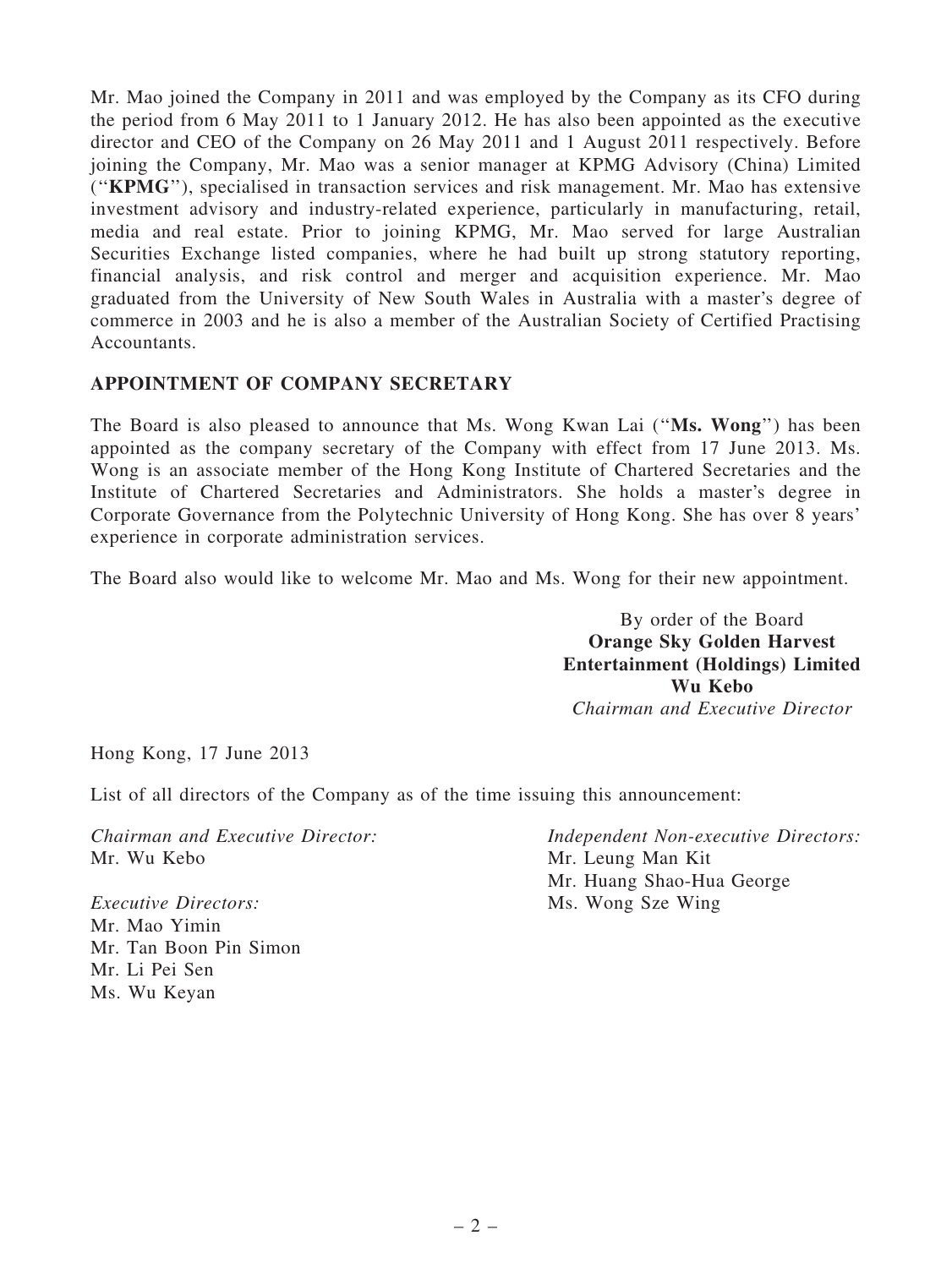Mr. Mao joined the Company in 2011 and was employed by the Company as its CFO during the period from 6 May 2011 to 1 January 2012. He has also been appointed as the executive director and CEO of the Company on 26 May 2011 and 1 August 2011 respectively. Before joining the Company, Mr. Mao was a senior manager at KPMG Advisory (China) Limited (''**KPMG**''), specialised in transaction services and risk management. Mr. Mao has extensive investment advisory and industry-related experience, particularly in manufacturing, retail, media and real estate. Prior to joining KPMG, Mr. Mao served for large Australian Securities Exchange listed companies, where he had built up strong statutory reporting, financial analysis, and risk control and merger and acquisition experience. Mr. Mao graduated from the University of New South Wales in Australia with a master's degree of commerce in 2003 and he is also a member of the Australian Society of Certified Practising Accountants.

## APPOINTMENT OF COMPANY SECRETARY

The Board is also pleased to announce that Ms. Wong Kwan Lai (''**Ms. Wong**'') has been appointed as the company secretary of the Company with effect from 17 June 2013. Ms. Wong is an associate member of the Hong Kong Institute of Chartered Secretaries and the Institute of Chartered Secretaries and Administrators. She holds a master's degree in Corporate Governance from the Polytechnic University of Hong Kong. She has over 8 years' experience in corporate administration services.

The Board also would like to welcome Mr. Mao and Ms. Wong for their new appointment.

By order of the Board
**Orange Sky Golden Harvest Entertainment (Holdings) Limited**
**Wu Kebo**
*Chairman and Executive Director*

Hong Kong, 17 June 2013

List of all directors of the Company as of the time issuing this announcement:

*Chairman and Executive Director:*
Mr. Wu Kebo

*Executive Directors:*
Mr. Mao Yimin
Mr. Tan Boon Pin Simon
Mr. Li Pei Sen
Ms. Wu Keyan

*Independent Non-executive Directors:*
Mr. Leung Man Kit
Mr. Huang Shao-Hua George
Ms. Wong Sze Wing